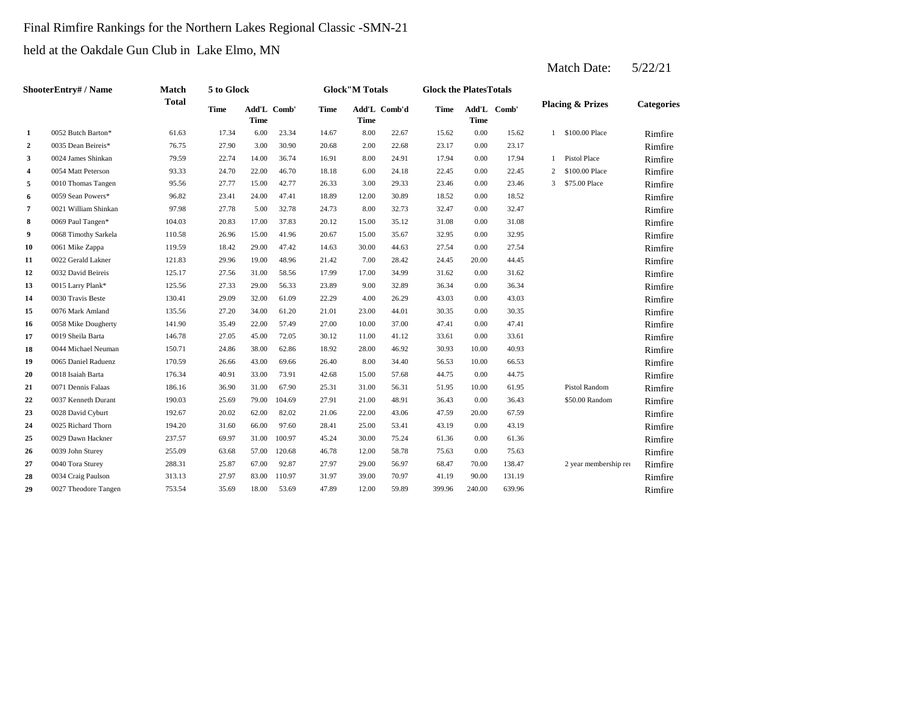Final Rimfire Rankings for the Northern Lakes Regional Classic -SMN-21

held at the Oakdale Gun Club in Lake Elmo, MN

Match Date: 5/22/21

| Shooter | Entry# / Name | Match Total | 5 to Glock | | | Glock"M Totals | | | Glock the Plates Totals | | | Placing & Prizes | | Categories |
|---|---|---|---|---|---|---|---|---|---|---|---|---|---|---|
| | | | Time | Add'L Time | Comb' | Time | Add'L Time | Comb'd | Time | Add'L Time | Comb' | | | |
| 1 | 0052 Butch Barton* | 61.63 | 17.34 | 6.00 | 23.34 | 14.67 | 8.00 | 22.67 | 15.62 | 0.00 | 15.62 | 1 | $100.00 Place | Rimfire |
| 2 | 0035 Dean Beireis* | 76.75 | 27.90 | 3.00 | 30.90 | 20.68 | 2.00 | 22.68 | 23.17 | 0.00 | 23.17 | | | Rimfire |
| 3 | 0024 James Shinkan | 79.59 | 22.74 | 14.00 | 36.74 | 16.91 | 8.00 | 24.91 | 17.94 | 0.00 | 17.94 | 1 | Pistol Place | Rimfire |
| 4 | 0054 Matt Peterson | 93.33 | 24.70 | 22.00 | 46.70 | 18.18 | 6.00 | 24.18 | 22.45 | 0.00 | 22.45 | 2 | $100.00 Place | Rimfire |
| 5 | 0010 Thomas Tangen | 95.56 | 27.77 | 15.00 | 42.77 | 26.33 | 3.00 | 29.33 | 23.46 | 0.00 | 23.46 | 3 | $75.00 Place | Rimfire |
| 6 | 0059 Sean Powers* | 96.82 | 23.41 | 24.00 | 47.41 | 18.89 | 12.00 | 30.89 | 18.52 | 0.00 | 18.52 | | | Rimfire |
| 7 | 0021 William Shinkan | 97.98 | 27.78 | 5.00 | 32.78 | 24.73 | 8.00 | 32.73 | 32.47 | 0.00 | 32.47 | | | Rimfire |
| 8 | 0069 Paul Tangen* | 104.03 | 20.83 | 17.00 | 37.83 | 20.12 | 15.00 | 35.12 | 31.08 | 0.00 | 31.08 | | | Rimfire |
| 9 | 0068 Timothy Sarkela | 110.58 | 26.96 | 15.00 | 41.96 | 20.67 | 15.00 | 35.67 | 32.95 | 0.00 | 32.95 | | | Rimfire |
| 10 | 0061 Mike Zappa | 119.59 | 18.42 | 29.00 | 47.42 | 14.63 | 30.00 | 44.63 | 27.54 | 0.00 | 27.54 | | | Rimfire |
| 11 | 0022 Gerald Lakner | 121.83 | 29.96 | 19.00 | 48.96 | 21.42 | 7.00 | 28.42 | 24.45 | 20.00 | 44.45 | | | Rimfire |
| 12 | 0032 David Beireis | 125.17 | 27.56 | 31.00 | 58.56 | 17.99 | 17.00 | 34.99 | 31.62 | 0.00 | 31.62 | | | Rimfire |
| 13 | 0015 Larry Plank* | 125.56 | 27.33 | 29.00 | 56.33 | 23.89 | 9.00 | 32.89 | 36.34 | 0.00 | 36.34 | | | Rimfire |
| 14 | 0030 Travis Beste | 130.41 | 29.09 | 32.00 | 61.09 | 22.29 | 4.00 | 26.29 | 43.03 | 0.00 | 43.03 | | | Rimfire |
| 15 | 0076 Mark Amland | 135.56 | 27.20 | 34.00 | 61.20 | 21.01 | 23.00 | 44.01 | 30.35 | 0.00 | 30.35 | | | Rimfire |
| 16 | 0058 Mike Dougherty | 141.90 | 35.49 | 22.00 | 57.49 | 27.00 | 10.00 | 37.00 | 47.41 | 0.00 | 47.41 | | | Rimfire |
| 17 | 0019 Sheila Barta | 146.78 | 27.05 | 45.00 | 72.05 | 30.12 | 11.00 | 41.12 | 33.61 | 0.00 | 33.61 | | | Rimfire |
| 18 | 0044 Michael Neuman | 150.71 | 24.86 | 38.00 | 62.86 | 18.92 | 28.00 | 46.92 | 30.93 | 10.00 | 40.93 | | | Rimfire |
| 19 | 0065 Daniel Raduenz | 170.59 | 26.66 | 43.00 | 69.66 | 26.40 | 8.00 | 34.40 | 56.53 | 10.00 | 66.53 | | | Rimfire |
| 20 | 0018 Isaiah Barta | 176.34 | 40.91 | 33.00 | 73.91 | 42.68 | 15.00 | 57.68 | 44.75 | 0.00 | 44.75 | | | Rimfire |
| 21 | 0071 Dennis Falaas | 186.16 | 36.90 | 31.00 | 67.90 | 25.31 | 31.00 | 56.31 | 51.95 | 10.00 | 61.95 | | Pistol Random | Rimfire |
| 22 | 0037 Kenneth Durant | 190.03 | 25.69 | 79.00 | 104.69 | 27.91 | 21.00 | 48.91 | 36.43 | 0.00 | 36.43 | | $50.00 Random | Rimfire |
| 23 | 0028 David Cyburt | 192.67 | 20.02 | 62.00 | 82.02 | 21.06 | 22.00 | 43.06 | 47.59 | 20.00 | 67.59 | | | Rimfire |
| 24 | 0025 Richard Thorn | 194.20 | 31.60 | 66.00 | 97.60 | 28.41 | 25.00 | 53.41 | 43.19 | 0.00 | 43.19 | | | Rimfire |
| 25 | 0029 Dawn Hackner | 237.57 | 69.97 | 31.00 | 100.97 | 45.24 | 30.00 | 75.24 | 61.36 | 0.00 | 61.36 | | | Rimfire |
| 26 | 0039 John Sturey | 255.09 | 63.68 | 57.00 | 120.68 | 46.78 | 12.00 | 58.78 | 75.63 | 0.00 | 75.63 | | | Rimfire |
| 27 | 0040 Tora Sturey | 288.31 | 25.87 | 67.00 | 92.87 | 27.97 | 29.00 | 56.97 | 68.47 | 70.00 | 138.47 | | 2 year membership re | Rimfire |
| 28 | 0034 Craig Paulson | 313.13 | 27.97 | 83.00 | 110.97 | 31.97 | 39.00 | 70.97 | 41.19 | 90.00 | 131.19 | | | Rimfire |
| 29 | 0027 Theodore Tangen | 753.54 | 35.69 | 18.00 | 53.69 | 47.89 | 12.00 | 59.89 | 399.96 | 240.00 | 639.96 | | | Rimfire |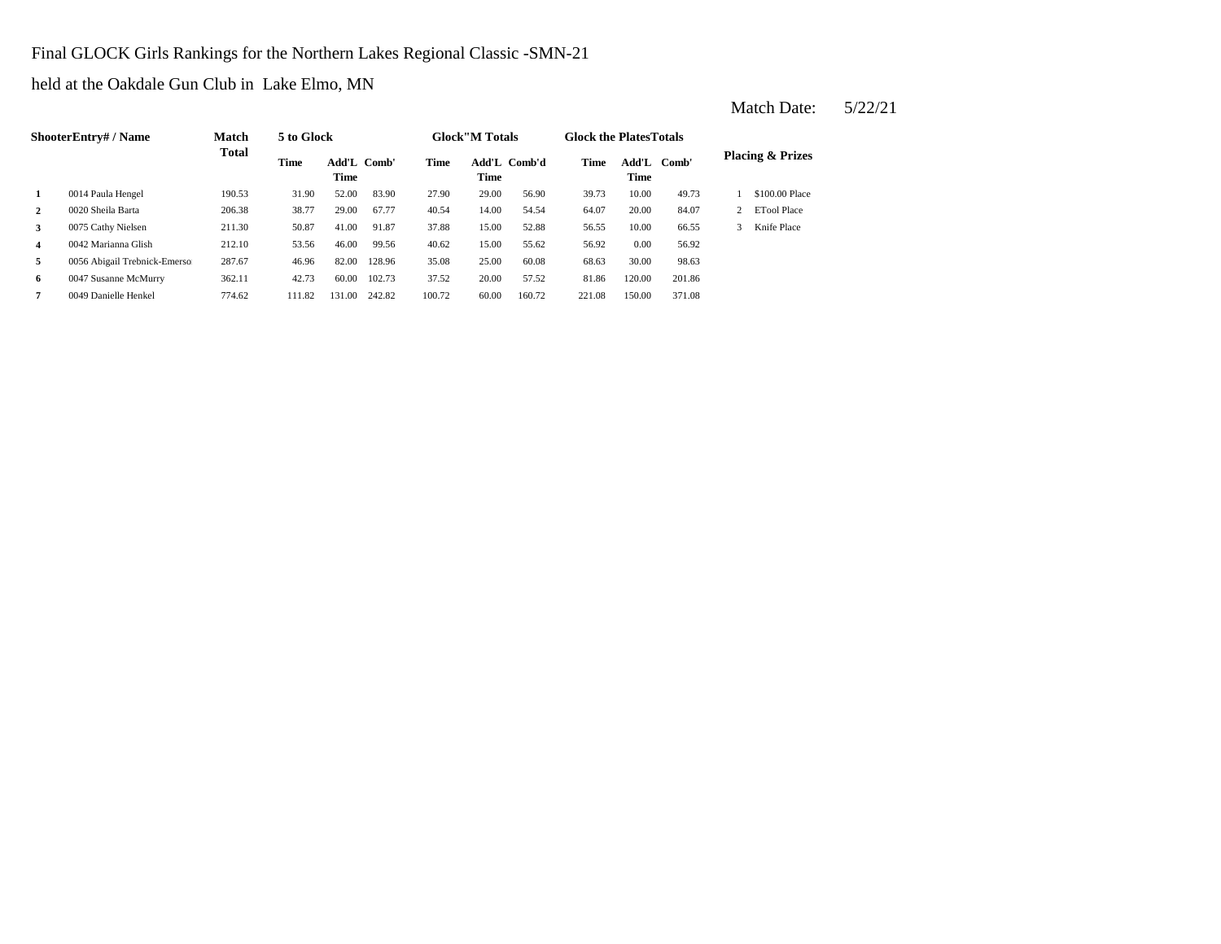Final GLOCK Girls Rankings for the Northern Lakes Regional Classic -SMN-21

held at the Oakdale Gun Club in Lake Elmo, MN

Match Date: 5/22/21

| Shooter | Entry# / Name | Match Total | 5 to Glock | | | Glock"M Totals | | | Glock the Plates Totals | | | Placing & Prizes | |
|---|---|---|---|---|---|---|---|---|---|---|---|---|---|
| | | | Time | Add'L Time | Comb' | Time | Add'L Time | Comb'd | Time | Add'L Time | Comb' | | |
| 1 | 0014 Paula Hengel | 190.53 | 31.90 | 52.00 | 83.90 | 27.90 | 29.00 | 56.90 | 39.73 | 10.00 | 49.73 | 1 | $100.00 Place |
| 2 | 0020 Sheila Barta | 206.38 | 38.77 | 29.00 | 67.77 | 40.54 | 14.00 | 54.54 | 64.07 | 20.00 | 84.07 | 2 | ETool Place |
| 3 | 0075 Cathy Nielsen | 211.30 | 50.87 | 41.00 | 91.87 | 37.88 | 15.00 | 52.88 | 56.55 | 10.00 | 66.55 | 3 | Knife Place |
| 4 | 0042 Marianna Glish | 212.10 | 53.56 | 46.00 | 99.56 | 40.62 | 15.00 | 55.62 | 56.92 | 0.00 | 56.92 | | |
| 5 | 0056 Abigail Trebnick-Emerso | 287.67 | 46.96 | 82.00 | 128.96 | 35.08 | 25.00 | 60.08 | 68.63 | 30.00 | 98.63 | | |
| 6 | 0047 Susanne McMurry | 362.11 | 42.73 | 60.00 | 102.73 | 37.52 | 20.00 | 57.52 | 81.86 | 120.00 | 201.86 | | |
| 7 | 0049 Danielle Henkel | 774.62 | 111.82 | 131.00 | 242.82 | 100.72 | 60.00 | 160.72 | 221.08 | 150.00 | 371.08 | | |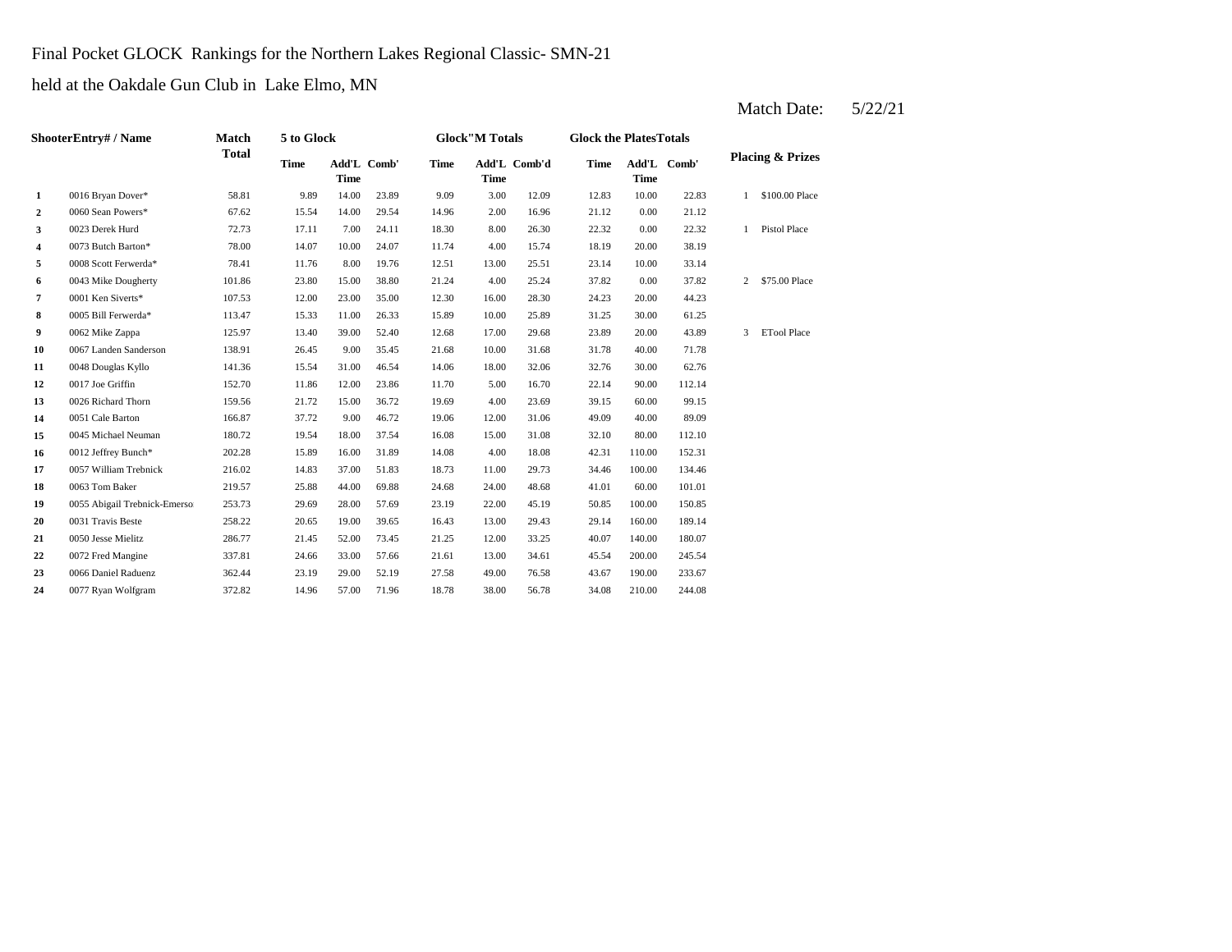Final Pocket GLOCK Rankings for the Northern Lakes Regional Classic- SMN-21

held at the Oakdale Gun Club in Lake Elmo, MN

Match Date: 5/22/21

| Shooter | Entry# / Name | Match Total | 5 to Glock | | | Glock"M Totals | | | Glock the Plates Totals | | | Placing & Prizes | |
|---|---|---|---|---|---|---|---|---|---|---|---|---|---|
| | | | Time | Add'L Time | Comb' | Time | Add'L Time | Comb'd | Time | Add'L Time | Comb' | | |
| 1 | 0016 Bryan Dover* | 58.81 | 9.89 | 14.00 | 23.89 | 9.09 | 3.00 | 12.09 | 12.83 | 10.00 | 22.83 | 1 | $100.00 Place |
| 2 | 0060 Sean Powers* | 67.62 | 15.54 | 14.00 | 29.54 | 14.96 | 2.00 | 16.96 | 21.12 | 0.00 | 21.12 | | |
| 3 | 0023 Derek Hurd | 72.73 | 17.11 | 7.00 | 24.11 | 18.30 | 8.00 | 26.30 | 22.32 | 0.00 | 22.32 | 1 | Pistol Place |
| 4 | 0073 Butch Barton* | 78.00 | 14.07 | 10.00 | 24.07 | 11.74 | 4.00 | 15.74 | 18.19 | 20.00 | 38.19 | | |
| 5 | 0008 Scott Ferwerda* | 78.41 | 11.76 | 8.00 | 19.76 | 12.51 | 13.00 | 25.51 | 23.14 | 10.00 | 33.14 | | |
| 6 | 0043 Mike Dougherty | 101.86 | 23.80 | 15.00 | 38.80 | 21.24 | 4.00 | 25.24 | 37.82 | 0.00 | 37.82 | 2 | $75.00 Place |
| 7 | 0001 Ken Siverts* | 107.53 | 12.00 | 23.00 | 35.00 | 12.30 | 16.00 | 28.30 | 24.23 | 20.00 | 44.23 | | |
| 8 | 0005 Bill Ferwerda* | 113.47 | 15.33 | 11.00 | 26.33 | 15.89 | 10.00 | 25.89 | 31.25 | 30.00 | 61.25 | | |
| 9 | 0062 Mike Zappa | 125.97 | 13.40 | 39.00 | 52.40 | 12.68 | 17.00 | 29.68 | 23.89 | 20.00 | 43.89 | 3 | ETool Place |
| 10 | 0067 Landen Sanderson | 138.91 | 26.45 | 9.00 | 35.45 | 21.68 | 10.00 | 31.68 | 31.78 | 40.00 | 71.78 | | |
| 11 | 0048 Douglas Kyllo | 141.36 | 15.54 | 31.00 | 46.54 | 14.06 | 18.00 | 32.06 | 32.76 | 30.00 | 62.76 | | |
| 12 | 0017 Joe Griffin | 152.70 | 11.86 | 12.00 | 23.86 | 11.70 | 5.00 | 16.70 | 22.14 | 90.00 | 112.14 | | |
| 13 | 0026 Richard Thorn | 159.56 | 21.72 | 15.00 | 36.72 | 19.69 | 4.00 | 23.69 | 39.15 | 60.00 | 99.15 | | |
| 14 | 0051 Cale Barton | 166.87 | 37.72 | 9.00 | 46.72 | 19.06 | 12.00 | 31.06 | 49.09 | 40.00 | 89.09 | | |
| 15 | 0045 Michael Neuman | 180.72 | 19.54 | 18.00 | 37.54 | 16.08 | 15.00 | 31.08 | 32.10 | 80.00 | 112.10 | | |
| 16 | 0012 Jeffrey Bunch* | 202.28 | 15.89 | 16.00 | 31.89 | 14.08 | 4.00 | 18.08 | 42.31 | 110.00 | 152.31 | | |
| 17 | 0057 William Trebnick | 216.02 | 14.83 | 37.00 | 51.83 | 18.73 | 11.00 | 29.73 | 34.46 | 100.00 | 134.46 | | |
| 18 | 0063 Tom Baker | 219.57 | 25.88 | 44.00 | 69.88 | 24.68 | 24.00 | 48.68 | 41.01 | 60.00 | 101.01 | | |
| 19 | 0055 Abigail Trebnick-Emerso | 253.73 | 29.69 | 28.00 | 57.69 | 23.19 | 22.00 | 45.19 | 50.85 | 100.00 | 150.85 | | |
| 20 | 0031 Travis Beste | 258.22 | 20.65 | 19.00 | 39.65 | 16.43 | 13.00 | 29.43 | 29.14 | 160.00 | 189.14 | | |
| 21 | 0050 Jesse Mielitz | 286.77 | 21.45 | 52.00 | 73.45 | 21.25 | 12.00 | 33.25 | 40.07 | 140.00 | 180.07 | | |
| 22 | 0072 Fred Mangine | 337.81 | 24.66 | 33.00 | 57.66 | 21.61 | 13.00 | 34.61 | 45.54 | 200.00 | 245.54 | | |
| 23 | 0066 Daniel Raduenz | 362.44 | 23.19 | 29.00 | 52.19 | 27.58 | 49.00 | 76.58 | 43.67 | 190.00 | 233.67 | | |
| 24 | 0077 Ryan Wolfgram | 372.82 | 14.96 | 57.00 | 71.96 | 18.78 | 38.00 | 56.78 | 34.08 | 210.00 | 244.08 | | |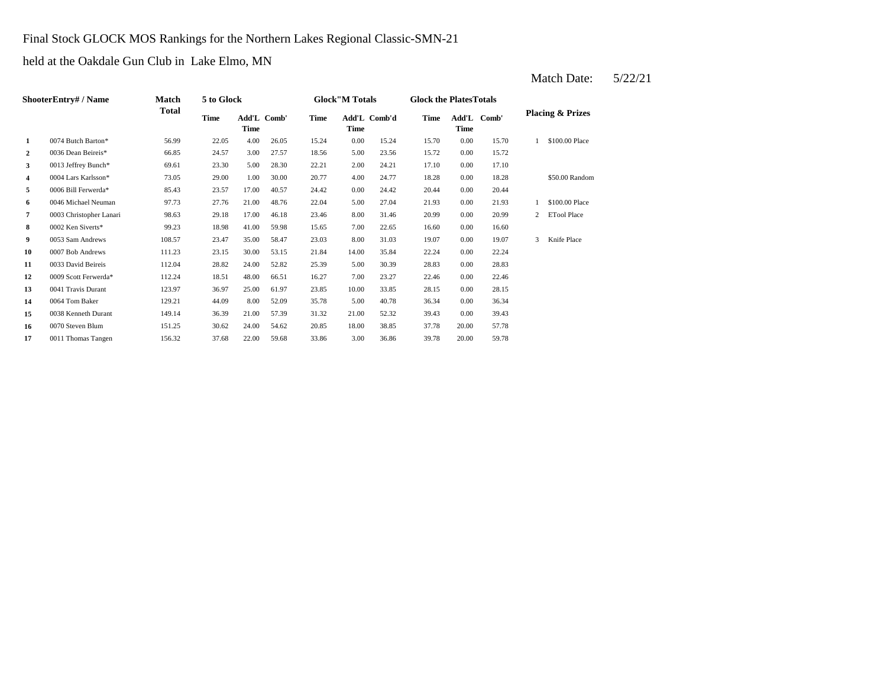Final Stock GLOCK MOS Rankings for the Northern Lakes Regional Classic-SMN-21

held at the Oakdale Gun Club in Lake Elmo, MN

Match Date: 5/22/21

| Shooter | Entry# / Name | Match Total | 5 to Glock | | | Glock"M Totals | | | Glock the Plates Totals | | | Placing & Prizes | |
|---|---|---|---|---|---|---|---|---|---|---|---|---|---|
| | | | Time | Add'L Time | Comb' | Time | Add'L Time | Comb'd | Time | Add'L Time | Comb' | | |
| 1 | 0074 Butch Barton* | 56.99 | 22.05 | 4.00 | 26.05 | 15.24 | 0.00 | 15.24 | 15.70 | 0.00 | 15.70 | 1 | $100.00 Place |
| 2 | 0036 Dean Beireis* | 66.85 | 24.57 | 3.00 | 27.57 | 18.56 | 5.00 | 23.56 | 15.72 | 0.00 | 15.72 | | |
| 3 | 0013 Jeffrey Bunch* | 69.61 | 23.30 | 5.00 | 28.30 | 22.21 | 2.00 | 24.21 | 17.10 | 0.00 | 17.10 | | |
| 4 | 0004 Lars Karlsson* | 73.05 | 29.00 | 1.00 | 30.00 | 20.77 | 4.00 | 24.77 | 18.28 | 0.00 | 18.28 | | $50.00 Random |
| 5 | 0006 Bill Ferwerda* | 85.43 | 23.57 | 17.00 | 40.57 | 24.42 | 0.00 | 24.42 | 20.44 | 0.00 | 20.44 | | |
| 6 | 0046 Michael Neuman | 97.73 | 27.76 | 21.00 | 48.76 | 22.04 | 5.00 | 27.04 | 21.93 | 0.00 | 21.93 | 1 | $100.00 Place |
| 7 | 0003 Christopher Lanari | 98.63 | 29.18 | 17.00 | 46.18 | 23.46 | 8.00 | 31.46 | 20.99 | 0.00 | 20.99 | 2 | ETool Place |
| 8 | 0002 Ken Siverts* | 99.23 | 18.98 | 41.00 | 59.98 | 15.65 | 7.00 | 22.65 | 16.60 | 0.00 | 16.60 | | |
| 9 | 0053 Sam Andrews | 108.57 | 23.47 | 35.00 | 58.47 | 23.03 | 8.00 | 31.03 | 19.07 | 0.00 | 19.07 | 3 | Knife Place |
| 10 | 0007 Bob Andrews | 111.23 | 23.15 | 30.00 | 53.15 | 21.84 | 14.00 | 35.84 | 22.24 | 0.00 | 22.24 | | |
| 11 | 0033 David Beireis | 112.04 | 28.82 | 24.00 | 52.82 | 25.39 | 5.00 | 30.39 | 28.83 | 0.00 | 28.83 | | |
| 12 | 0009 Scott Ferwerda* | 112.24 | 18.51 | 48.00 | 66.51 | 16.27 | 7.00 | 23.27 | 22.46 | 0.00 | 22.46 | | |
| 13 | 0041 Travis Durant | 123.97 | 36.97 | 25.00 | 61.97 | 23.85 | 10.00 | 33.85 | 28.15 | 0.00 | 28.15 | | |
| 14 | 0064 Tom Baker | 129.21 | 44.09 | 8.00 | 52.09 | 35.78 | 5.00 | 40.78 | 36.34 | 0.00 | 36.34 | | |
| 15 | 0038 Kenneth Durant | 149.14 | 36.39 | 21.00 | 57.39 | 31.32 | 21.00 | 52.32 | 39.43 | 0.00 | 39.43 | | |
| 16 | 0070 Steven Blum | 151.25 | 30.62 | 24.00 | 54.62 | 20.85 | 18.00 | 38.85 | 37.78 | 20.00 | 57.78 | | |
| 17 | 0011 Thomas Tangen | 156.32 | 37.68 | 22.00 | 59.68 | 33.86 | 3.00 | 36.86 | 39.78 | 20.00 | 59.78 | | |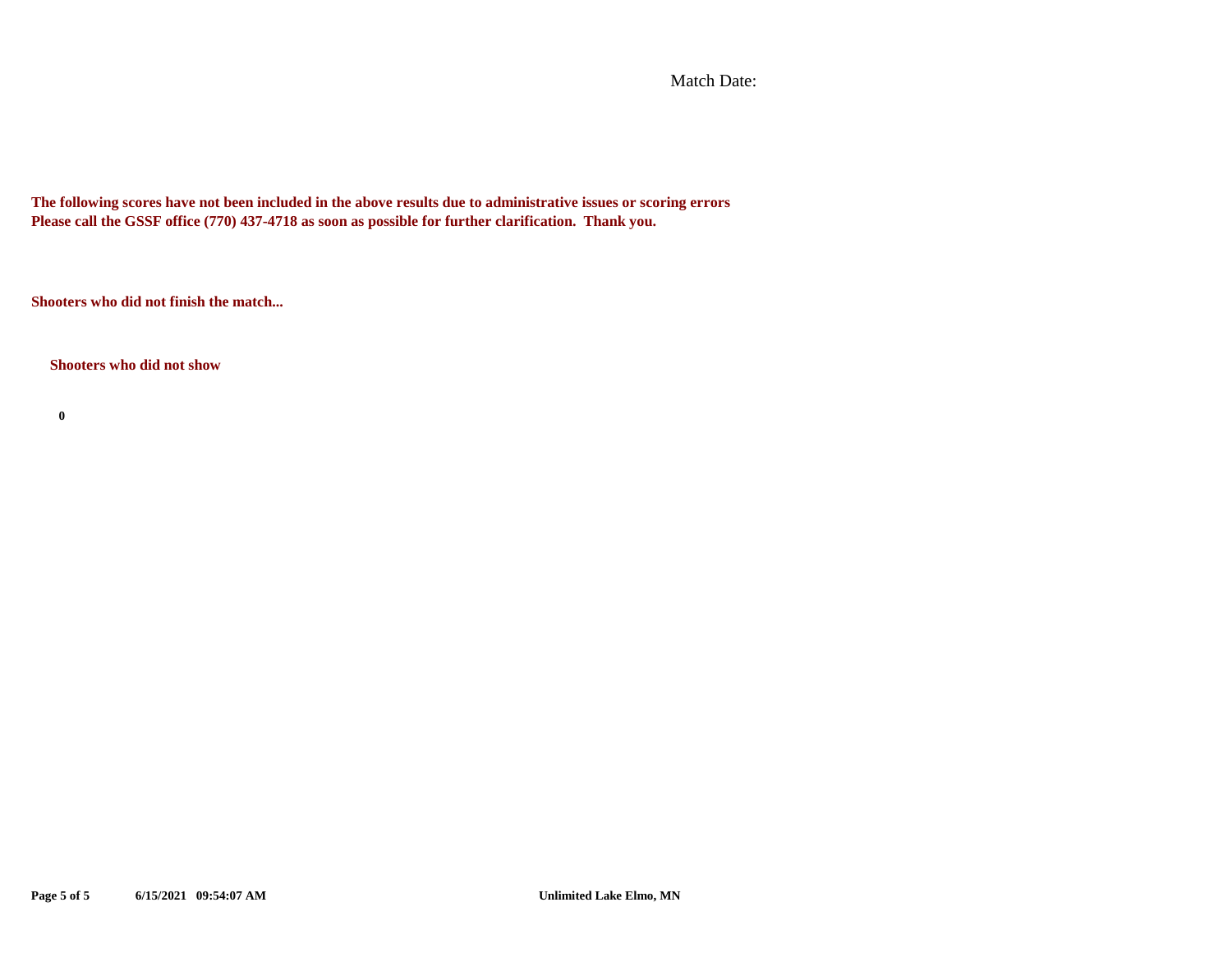Match Date:

**The following scores have not been included in the above results due to administrative issues or scoring errors**
**Please call the GSSF office (770) 437-4718 as soon as possible for further clarification. Thank you.**

**Shooters who did not finish the match...**

**Shooters who did not show**

**0**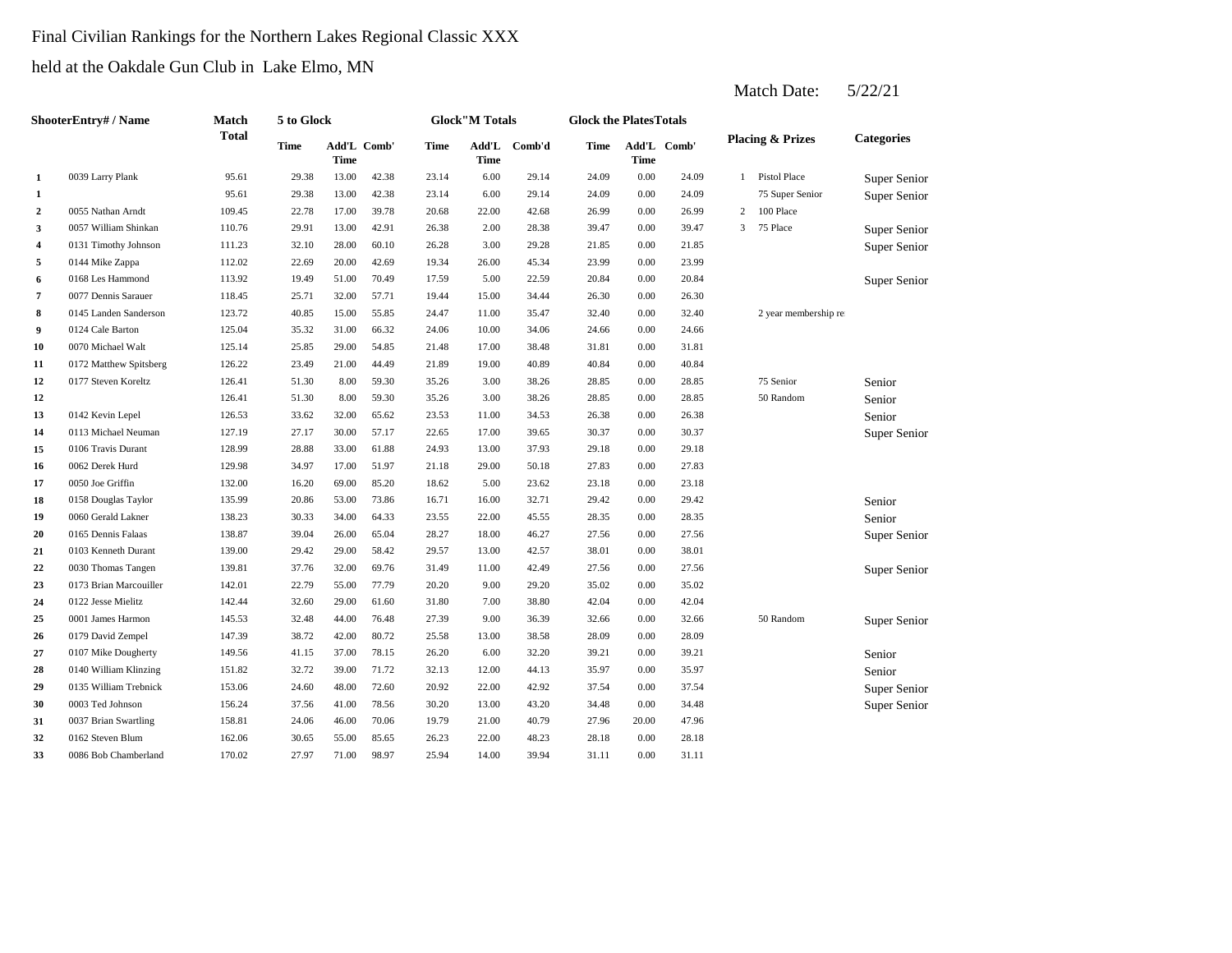Final Civilian Rankings for the Northern Lakes Regional Classic XXX

held at the Oakdale Gun Club in Lake Elmo, MN

Match Date: 5/22/21

| | ShooterEntry# / Name | Match Total | 5 to Glock | | | Glock"M Totals | | | Glock the PlatesTotals | | | Placing & Prizes | | Categories |
|---|---|---|---|---|---|---|---|---|---|---|---|---|---|---|
| | | | Time | Add'L Time | Comb' | Time | Add'L Time | Comb'd | Time | Add'L Time | Comb' | | | |
| 1 | 0039 Larry Plank | 95.61 | 29.38 | 13.00 | 42.38 | 23.14 | 6.00 | 29.14 | 24.09 | 0.00 | 24.09 | 1 | Pistol Place | Super Senior |
| 1 | | 95.61 | 29.38 | 13.00 | 42.38 | 23.14 | 6.00 | 29.14 | 24.09 | 0.00 | 24.09 | | 75 Super Senior | Super Senior |
| 2 | 0055 Nathan Arndt | 109.45 | 22.78 | 17.00 | 39.78 | 20.68 | 22.00 | 42.68 | 26.99 | 0.00 | 26.99 | 2 | 100 Place | |
| 3 | 0057 William Shinkan | 110.76 | 29.91 | 13.00 | 42.91 | 26.38 | 2.00 | 28.38 | 39.47 | 0.00 | 39.47 | 3 | 75 Place | Super Senior |
| 4 | 0131 Timothy Johnson | 111.23 | 32.10 | 28.00 | 60.10 | 26.28 | 3.00 | 29.28 | 21.85 | 0.00 | 21.85 | | | Super Senior |
| 5 | 0144 Mike Zappa | 112.02 | 22.69 | 20.00 | 42.69 | 19.34 | 26.00 | 45.34 | 23.99 | 0.00 | 23.99 | | | |
| 6 | 0168 Les Hammond | 113.92 | 19.49 | 51.00 | 70.49 | 17.59 | 5.00 | 22.59 | 20.84 | 0.00 | 20.84 | | | Super Senior |
| 7 | 0077 Dennis Sarauer | 118.45 | 25.71 | 32.00 | 57.71 | 19.44 | 15.00 | 34.44 | 26.30 | 0.00 | 26.30 | | | |
| 8 | 0145 Landen Sanderson | 123.72 | 40.85 | 15.00 | 55.85 | 24.47 | 11.00 | 35.47 | 32.40 | 0.00 | 32.40 | | 2 year membership re | |
| 9 | 0124 Cale Barton | 125.04 | 35.32 | 31.00 | 66.32 | 24.06 | 10.00 | 34.06 | 24.66 | 0.00 | 24.66 | | | |
| 10 | 0070 Michael Walt | 125.14 | 25.85 | 29.00 | 54.85 | 21.48 | 17.00 | 38.48 | 31.81 | 0.00 | 31.81 | | | |
| 11 | 0172 Matthew Spitsberg | 126.22 | 23.49 | 21.00 | 44.49 | 21.89 | 19.00 | 40.89 | 40.84 | 0.00 | 40.84 | | | |
| 12 | 0177 Steven Koreltz | 126.41 | 51.30 | 8.00 | 59.30 | 35.26 | 3.00 | 38.26 | 28.85 | 0.00 | 28.85 | | 75 Senior | Senior |
| 12 | | 126.41 | 51.30 | 8.00 | 59.30 | 35.26 | 3.00 | 38.26 | 28.85 | 0.00 | 28.85 | | 50 Random | Senior |
| 13 | 0142 Kevin Lepel | 126.53 | 33.62 | 32.00 | 65.62 | 23.53 | 11.00 | 34.53 | 26.38 | 0.00 | 26.38 | | | Senior |
| 14 | 0113 Michael Neuman | 127.19 | 27.17 | 30.00 | 57.17 | 22.65 | 17.00 | 39.65 | 30.37 | 0.00 | 30.37 | | | Super Senior |
| 15 | 0106 Travis Durant | 128.99 | 28.88 | 33.00 | 61.88 | 24.93 | 13.00 | 37.93 | 29.18 | 0.00 | 29.18 | | | |
| 16 | 0062 Derek Hurd | 129.98 | 34.97 | 17.00 | 51.97 | 21.18 | 29.00 | 50.18 | 27.83 | 0.00 | 27.83 | | | |
| 17 | 0050 Joe Griffin | 132.00 | 16.20 | 69.00 | 85.20 | 18.62 | 5.00 | 23.62 | 23.18 | 0.00 | 23.18 | | | |
| 18 | 0158 Douglas Taylor | 135.99 | 20.86 | 53.00 | 73.86 | 16.71 | 16.00 | 32.71 | 29.42 | 0.00 | 29.42 | | | Senior |
| 19 | 0060 Gerald Lakner | 138.23 | 30.33 | 34.00 | 64.33 | 23.55 | 22.00 | 45.55 | 28.35 | 0.00 | 28.35 | | | Senior |
| 20 | 0165 Dennis Falaas | 138.87 | 39.04 | 26.00 | 65.04 | 28.27 | 18.00 | 46.27 | 27.56 | 0.00 | 27.56 | | | Super Senior |
| 21 | 0103 Kenneth Durant | 139.00 | 29.42 | 29.00 | 58.42 | 29.57 | 13.00 | 42.57 | 38.01 | 0.00 | 38.01 | | | |
| 22 | 0030 Thomas Tangen | 139.81 | 37.76 | 32.00 | 69.76 | 31.49 | 11.00 | 42.49 | 27.56 | 0.00 | 27.56 | | | Super Senior |
| 23 | 0173 Brian Marcouiller | 142.01 | 22.79 | 55.00 | 77.79 | 20.20 | 9.00 | 29.20 | 35.02 | 0.00 | 35.02 | | | |
| 24 | 0122 Jesse Mielitz | 142.44 | 32.60 | 29.00 | 61.60 | 31.80 | 7.00 | 38.80 | 42.04 | 0.00 | 42.04 | | | |
| 25 | 0001 James Harmon | 145.53 | 32.48 | 44.00 | 76.48 | 27.39 | 9.00 | 36.39 | 32.66 | 0.00 | 32.66 | | 50 Random | Super Senior |
| 26 | 0179 David Zempel | 147.39 | 38.72 | 42.00 | 80.72 | 25.58 | 13.00 | 38.58 | 28.09 | 0.00 | 28.09 | | | |
| 27 | 0107 Mike Dougherty | 149.56 | 41.15 | 37.00 | 78.15 | 26.20 | 6.00 | 32.20 | 39.21 | 0.00 | 39.21 | | | Senior |
| 28 | 0140 William Klinzing | 151.82 | 32.72 | 39.00 | 71.72 | 32.13 | 12.00 | 44.13 | 35.97 | 0.00 | 35.97 | | | Senior |
| 29 | 0135 William Trebnick | 153.06 | 24.60 | 48.00 | 72.60 | 20.92 | 22.00 | 42.92 | 37.54 | 0.00 | 37.54 | | | Super Senior |
| 30 | 0003 Ted Johnson | 156.24 | 37.56 | 41.00 | 78.56 | 30.20 | 13.00 | 43.20 | 34.48 | 0.00 | 34.48 | | | Super Senior |
| 31 | 0037 Brian Swartling | 158.81 | 24.06 | 46.00 | 70.06 | 19.79 | 21.00 | 40.79 | 27.96 | 20.00 | 47.96 | | | |
| 32 | 0162 Steven Blum | 162.06 | 30.65 | 55.00 | 85.65 | 26.23 | 22.00 | 48.23 | 28.18 | 0.00 | 28.18 | | | |
| 33 | 0086 Bob Chamberland | 170.02 | 27.97 | 71.00 | 98.97 | 25.94 | 14.00 | 39.94 | 31.11 | 0.00 | 31.11 | | | |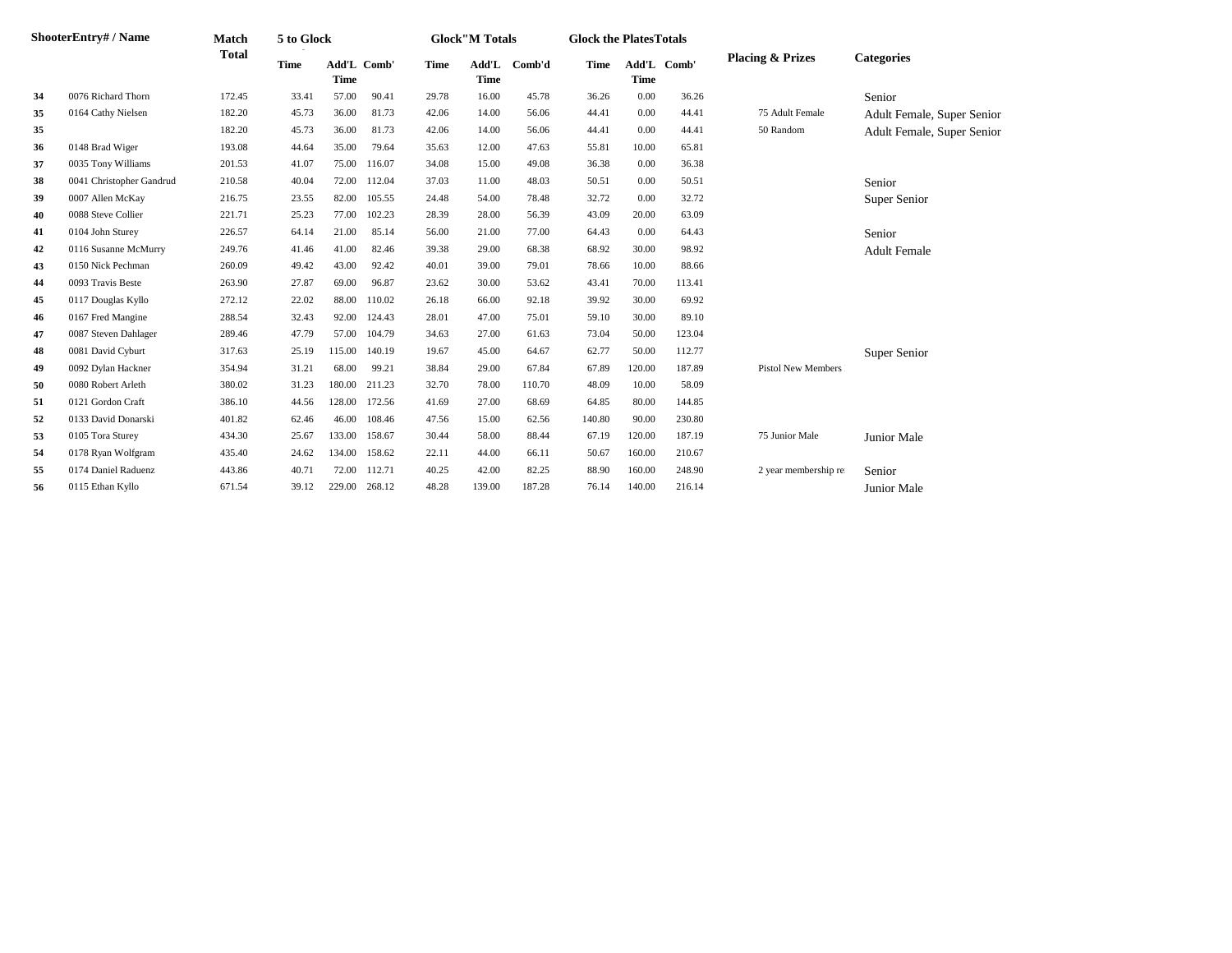| Shooter | Entry# / Name | Match Total | 5 to Glock | | | Glock"M Totals | | | Glock the Plates Totals | | | Placing & Prizes | Categories |
|---|---|---|---|---|---|---|---|---|---|---|---|---|---|
| | | | Time | Add'L Time | Comb' | Time | Add'L Time | Comb'd | Time | Add'L Time | Comb' | | |
| 34 | 0076 Richard Thorn | 172.45 | 33.41 | 57.00 | 90.41 | 29.78 | 16.00 | 45.78 | 36.26 | 0.00 | 36.26 | | Senior |
| 35 | 0164 Cathy Nielsen | 182.20 | 45.73 | 36.00 | 81.73 | 42.06 | 14.00 | 56.06 | 44.41 | 0.00 | 44.41 | 75 Adult Female | Adult Female, Super Senior |
| 35 | | 182.20 | 45.73 | 36.00 | 81.73 | 42.06 | 14.00 | 56.06 | 44.41 | 0.00 | 44.41 | 50 Random | Adult Female, Super Senior |
| 36 | 0148 Brad Wiger | 193.08 | 44.64 | 35.00 | 79.64 | 35.63 | 12.00 | 47.63 | 55.81 | 10.00 | 65.81 | | |
| 37 | 0035 Tony Williams | 201.53 | 41.07 | 75.00 | 116.07 | 34.08 | 15.00 | 49.08 | 36.38 | 0.00 | 36.38 | | |
| 38 | 0041 Christopher Gandrud | 210.58 | 40.04 | 72.00 | 112.04 | 37.03 | 11.00 | 48.03 | 50.51 | 0.00 | 50.51 | | Senior |
| 39 | 0007 Allen McKay | 216.75 | 23.55 | 82.00 | 105.55 | 24.48 | 54.00 | 78.48 | 32.72 | 0.00 | 32.72 | | Super Senior |
| 40 | 0088 Steve Collier | 221.71 | 25.23 | 77.00 | 102.23 | 28.39 | 28.00 | 56.39 | 43.09 | 20.00 | 63.09 | | |
| 41 | 0104 John Sturey | 226.57 | 64.14 | 21.00 | 85.14 | 56.00 | 21.00 | 77.00 | 64.43 | 0.00 | 64.43 | | Senior |
| 42 | 0116 Susanne McMurry | 249.76 | 41.46 | 41.00 | 82.46 | 39.38 | 29.00 | 68.38 | 68.92 | 30.00 | 98.92 | | Adult Female |
| 43 | 0150 Nick Pechman | 260.09 | 49.42 | 43.00 | 92.42 | 40.01 | 39.00 | 79.01 | 78.66 | 10.00 | 88.66 | | |
| 44 | 0093 Travis Beste | 263.90 | 27.87 | 69.00 | 96.87 | 23.62 | 30.00 | 53.62 | 43.41 | 70.00 | 113.41 | | |
| 45 | 0117 Douglas Kyllo | 272.12 | 22.02 | 88.00 | 110.02 | 26.18 | 66.00 | 92.18 | 39.92 | 30.00 | 69.92 | | |
| 46 | 0167 Fred Mangine | 288.54 | 32.43 | 92.00 | 124.43 | 28.01 | 47.00 | 75.01 | 59.10 | 30.00 | 89.10 | | |
| 47 | 0087 Steven Dahlager | 289.46 | 47.79 | 57.00 | 104.79 | 34.63 | 27.00 | 61.63 | 73.04 | 50.00 | 123.04 | | |
| 48 | 0081 David Cyburt | 317.63 | 25.19 | 115.00 | 140.19 | 19.67 | 45.00 | 64.67 | 62.77 | 50.00 | 112.77 | | Super Senior |
| 49 | 0092 Dylan Hackner | 354.94 | 31.21 | 68.00 | 99.21 | 38.84 | 29.00 | 67.84 | 67.89 | 120.00 | 187.89 | Pistol New Members | |
| 50 | 0080 Robert Arleth | 380.02 | 31.23 | 180.00 | 211.23 | 32.70 | 78.00 | 110.70 | 48.09 | 10.00 | 58.09 | | |
| 51 | 0121 Gordon Craft | 386.10 | 44.56 | 128.00 | 172.56 | 41.69 | 27.00 | 68.69 | 64.85 | 80.00 | 144.85 | | |
| 52 | 0133 David Donarski | 401.82 | 62.46 | 46.00 | 108.46 | 47.56 | 15.00 | 62.56 | 140.80 | 90.00 | 230.80 | | |
| 53 | 0105 Tora Sturey | 434.30 | 25.67 | 133.00 | 158.67 | 30.44 | 58.00 | 88.44 | 67.19 | 120.00 | 187.19 | 75 Junior Male | Junior Male |
| 54 | 0178 Ryan Wolfgram | 435.40 | 24.62 | 134.00 | 158.62 | 22.11 | 44.00 | 66.11 | 50.67 | 160.00 | 210.67 | | |
| 55 | 0174 Daniel Raduenz | 443.86 | 40.71 | 72.00 | 112.71 | 40.25 | 42.00 | 82.25 | 88.90 | 160.00 | 248.90 | 2 year membership re | Senior |
| 56 | 0115 Ethan Kyllo | 671.54 | 39.12 | 229.00 | 268.12 | 48.28 | 139.00 | 187.28 | 76.14 | 140.00 | 216.14 | | Junior Male |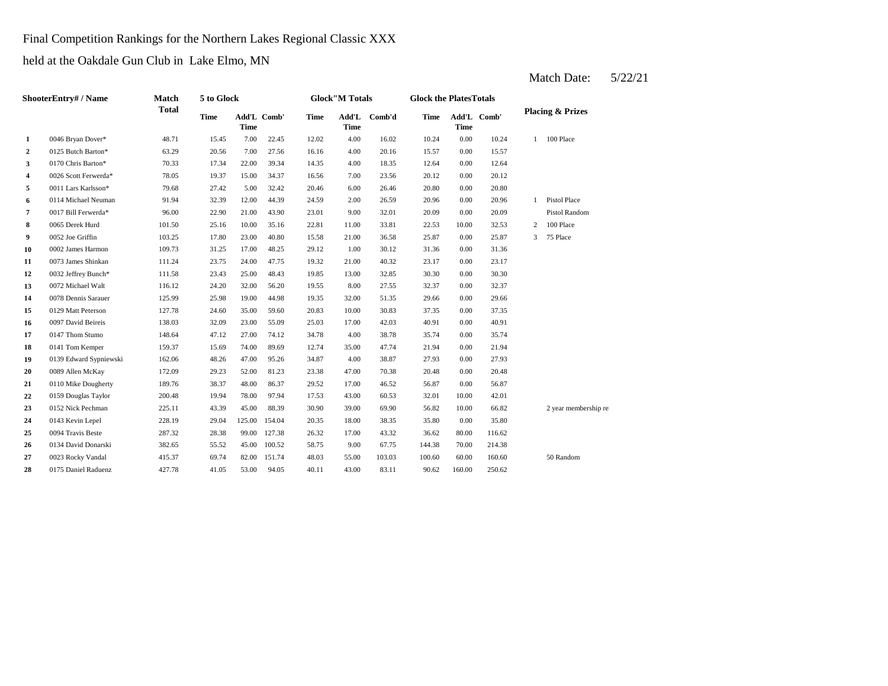Final Competition Rankings for the Northern Lakes Regional Classic XXX

held at the Oakdale Gun Club in Lake Elmo, MN

Match Date: 5/22/21

| ShooterEntry# / Name | | Match Total | 5 to Glock | | | Glock"M Totals | | | Glock the PlatesTotals | | | Placing & Prizes | |
|---|---|---|---|---|---|---|---|---|---|---|---|---|---|
| | | | Time | Add'L Time | Comb' | Time | Add'L Time | Comb'd | Time | Add'L Time | Comb' | | |
| 1 | 0046 Bryan Dover* | 48.71 | 15.45 | 7.00 | 22.45 | 12.02 | 4.00 | 16.02 | 10.24 | 0.00 | 10.24 | 1 | 100 Place |
| 2 | 0125 Butch Barton* | 63.29 | 20.56 | 7.00 | 27.56 | 16.16 | 4.00 | 20.16 | 15.57 | 0.00 | 15.57 | | |
| 3 | 0170 Chris Barton* | 70.33 | 17.34 | 22.00 | 39.34 | 14.35 | 4.00 | 18.35 | 12.64 | 0.00 | 12.64 | | |
| 4 | 0026 Scott Ferwerda* | 78.05 | 19.37 | 15.00 | 34.37 | 16.56 | 7.00 | 23.56 | 20.12 | 0.00 | 20.12 | | |
| 5 | 0011 Lars Karlsson* | 79.68 | 27.42 | 5.00 | 32.42 | 20.46 | 6.00 | 26.46 | 20.80 | 0.00 | 20.80 | | |
| 6 | 0114 Michael Neuman | 91.94 | 32.39 | 12.00 | 44.39 | 24.59 | 2.00 | 26.59 | 20.96 | 0.00 | 20.96 | 1 | Pistol Place |
| 7 | 0017 Bill Ferwerda* | 96.00 | 22.90 | 21.00 | 43.90 | 23.01 | 9.00 | 32.01 | 20.09 | 0.00 | 20.09 | | Pistol Random |
| 8 | 0065 Derek Hurd | 101.50 | 25.16 | 10.00 | 35.16 | 22.81 | 11.00 | 33.81 | 22.53 | 10.00 | 32.53 | 2 | 100 Place |
| 9 | 0052 Joe Griffin | 103.25 | 17.80 | 23.00 | 40.80 | 15.58 | 21.00 | 36.58 | 25.87 | 0.00 | 25.87 | 3 | 75 Place |
| 10 | 0002 James Harmon | 109.73 | 31.25 | 17.00 | 48.25 | 29.12 | 1.00 | 30.12 | 31.36 | 0.00 | 31.36 | | |
| 11 | 0073 James Shinkan | 111.24 | 23.75 | 24.00 | 47.75 | 19.32 | 21.00 | 40.32 | 23.17 | 0.00 | 23.17 | | |
| 12 | 0032 Jeffrey Bunch* | 111.58 | 23.43 | 25.00 | 48.43 | 19.85 | 13.00 | 32.85 | 30.30 | 0.00 | 30.30 | | |
| 13 | 0072 Michael Walt | 116.12 | 24.20 | 32.00 | 56.20 | 19.55 | 8.00 | 27.55 | 32.37 | 0.00 | 32.37 | | |
| 14 | 0078 Dennis Sarauer | 125.99 | 25.98 | 19.00 | 44.98 | 19.35 | 32.00 | 51.35 | 29.66 | 0.00 | 29.66 | | |
| 15 | 0129 Matt Peterson | 127.78 | 24.60 | 35.00 | 59.60 | 20.83 | 10.00 | 30.83 | 37.35 | 0.00 | 37.35 | | |
| 16 | 0097 David Beireis | 138.03 | 32.09 | 23.00 | 55.09 | 25.03 | 17.00 | 42.03 | 40.91 | 0.00 | 40.91 | | |
| 17 | 0147 Thom Stumo | 148.64 | 47.12 | 27.00 | 74.12 | 34.78 | 4.00 | 38.78 | 35.74 | 0.00 | 35.74 | | |
| 18 | 0141 Tom Kemper | 159.37 | 15.69 | 74.00 | 89.69 | 12.74 | 35.00 | 47.74 | 21.94 | 0.00 | 21.94 | | |
| 19 | 0139 Edward Sypniewski | 162.06 | 48.26 | 47.00 | 95.26 | 34.87 | 4.00 | 38.87 | 27.93 | 0.00 | 27.93 | | |
| 20 | 0089 Allen McKay | 172.09 | 29.23 | 52.00 | 81.23 | 23.38 | 47.00 | 70.38 | 20.48 | 0.00 | 20.48 | | |
| 21 | 0110 Mike Dougherty | 189.76 | 38.37 | 48.00 | 86.37 | 29.52 | 17.00 | 46.52 | 56.87 | 0.00 | 56.87 | | |
| 22 | 0159 Douglas Taylor | 200.48 | 19.94 | 78.00 | 97.94 | 17.53 | 43.00 | 60.53 | 32.01 | 10.00 | 42.01 | | |
| 23 | 0152 Nick Pechman | 225.11 | 43.39 | 45.00 | 88.39 | 30.90 | 39.00 | 69.90 | 56.82 | 10.00 | 66.82 | | 2 year membership re |
| 24 | 0143 Kevin Lepel | 228.19 | 29.04 | 125.00 | 154.04 | 20.35 | 18.00 | 38.35 | 35.80 | 0.00 | 35.80 | | |
| 25 | 0094 Travis Beste | 287.32 | 28.38 | 99.00 | 127.38 | 26.32 | 17.00 | 43.32 | 36.62 | 80.00 | 116.62 | | |
| 26 | 0134 David Donarski | 382.65 | 55.52 | 45.00 | 100.52 | 58.75 | 9.00 | 67.75 | 144.38 | 70.00 | 214.38 | | |
| 27 | 0023 Rocky Vandal | 415.37 | 69.74 | 82.00 | 151.74 | 48.03 | 55.00 | 103.03 | 100.60 | 60.00 | 160.60 | | 50 Random |
| 28 | 0175 Daniel Raduenz | 427.78 | 41.05 | 53.00 | 94.05 | 40.11 | 43.00 | 83.11 | 90.62 | 160.00 | 250.62 | | |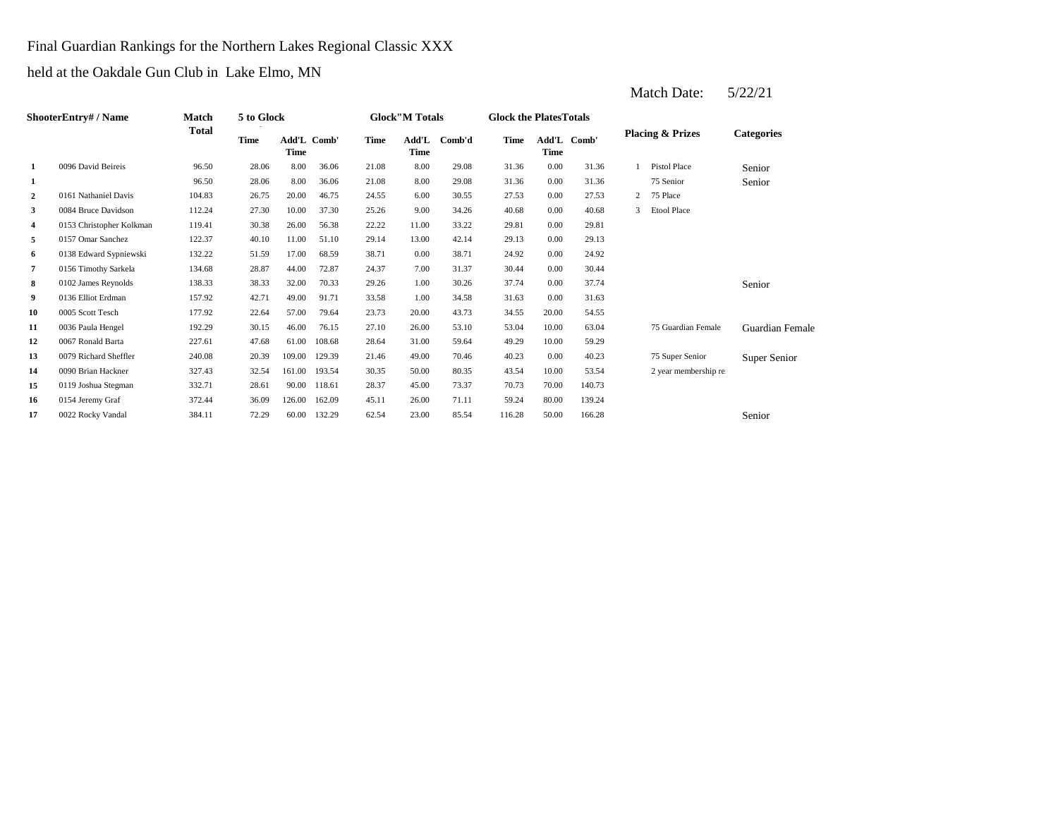Final Guardian Rankings for the Northern Lakes Regional Classic XXX

held at the Oakdale Gun Club in Lake Elmo, MN

Match Date: 5/22/21

| | ShooterEntry# / Name | Match Total | 5 to Glock | | | Glock"M Totals | | | Glock the PlatesTotals | | | Placing & Prizes | | Categories |
|---|---|---|---|---|---|---|---|---|---|---|---|---|---|---|
| | | | Time | Add'L Time | Comb' | Time | Add'L Time | Comb'd | Time | Add'L Time | Comb' | | | |
| 1 | 0096 David Beireis | 96.50 | 28.06 | 8.00 | 36.06 | 21.08 | 8.00 | 29.08 | 31.36 | 0.00 | 31.36 | 1 | Pistol Place | Senior |
| 1 | | 96.50 | 28.06 | 8.00 | 36.06 | 21.08 | 8.00 | 29.08 | 31.36 | 0.00 | 31.36 | | 75 Senior | Senior |
| 2 | 0161 Nathaniel Davis | 104.83 | 26.75 | 20.00 | 46.75 | 24.55 | 6.00 | 30.55 | 27.53 | 0.00 | 27.53 | 2 | 75 Place | |
| 3 | 0084 Bruce Davidson | 112.24 | 27.30 | 10.00 | 37.30 | 25.26 | 9.00 | 34.26 | 40.68 | 0.00 | 40.68 | 3 | Etool Place | |
| 4 | 0153 Christopher Kolkman | 119.41 | 30.38 | 26.00 | 56.38 | 22.22 | 11.00 | 33.22 | 29.81 | 0.00 | 29.81 | | | |
| 5 | 0157 Omar Sanchez | 122.37 | 40.10 | 11.00 | 51.10 | 29.14 | 13.00 | 42.14 | 29.13 | 0.00 | 29.13 | | | |
| 6 | 0138 Edward Sypniewski | 132.22 | 51.59 | 17.00 | 68.59 | 38.71 | 0.00 | 38.71 | 24.92 | 0.00 | 24.92 | | | |
| 7 | 0156 Timothy Sarkela | 134.68 | 28.87 | 44.00 | 72.87 | 24.37 | 7.00 | 31.37 | 30.44 | 0.00 | 30.44 | | | |
| 8 | 0102 James Reynolds | 138.33 | 38.33 | 32.00 | 70.33 | 29.26 | 1.00 | 30.26 | 37.74 | 0.00 | 37.74 | | | Senior |
| 9 | 0136 Elliot Erdman | 157.92 | 42.71 | 49.00 | 91.71 | 33.58 | 1.00 | 34.58 | 31.63 | 0.00 | 31.63 | | | |
| 10 | 0005 Scott Tesch | 177.92 | 22.64 | 57.00 | 79.64 | 23.73 | 20.00 | 43.73 | 34.55 | 20.00 | 54.55 | | | |
| 11 | 0036 Paula Hengel | 192.29 | 30.15 | 46.00 | 76.15 | 27.10 | 26.00 | 53.10 | 53.04 | 10.00 | 63.04 | | 75 Guardian Female | Guardian Female |
| 12 | 0067 Ronald Barta | 227.61 | 47.68 | 61.00 | 108.68 | 28.64 | 31.00 | 59.64 | 49.29 | 10.00 | 59.29 | | | |
| 13 | 0079 Richard Sheffler | 240.08 | 20.39 | 109.00 | 129.39 | 21.46 | 49.00 | 70.46 | 40.23 | 0.00 | 40.23 | | 75 Super Senior | Super Senior |
| 14 | 0090 Brian Hackner | 327.43 | 32.54 | 161.00 | 193.54 | 30.35 | 50.00 | 80.35 | 43.54 | 10.00 | 53.54 | | 2 year membership re | |
| 15 | 0119 Joshua Stegman | 332.71 | 28.61 | 90.00 | 118.61 | 28.37 | 45.00 | 73.37 | 70.73 | 70.00 | 140.73 | | | |
| 16 | 0154 Jeremy Graf | 372.44 | 36.09 | 126.00 | 162.09 | 45.11 | 26.00 | 71.11 | 59.24 | 80.00 | 139.24 | | | |
| 17 | 0022 Rocky Vandal | 384.11 | 72.29 | 60.00 | 132.29 | 62.54 | 23.00 | 85.54 | 116.28 | 50.00 | 166.28 | | | Senior |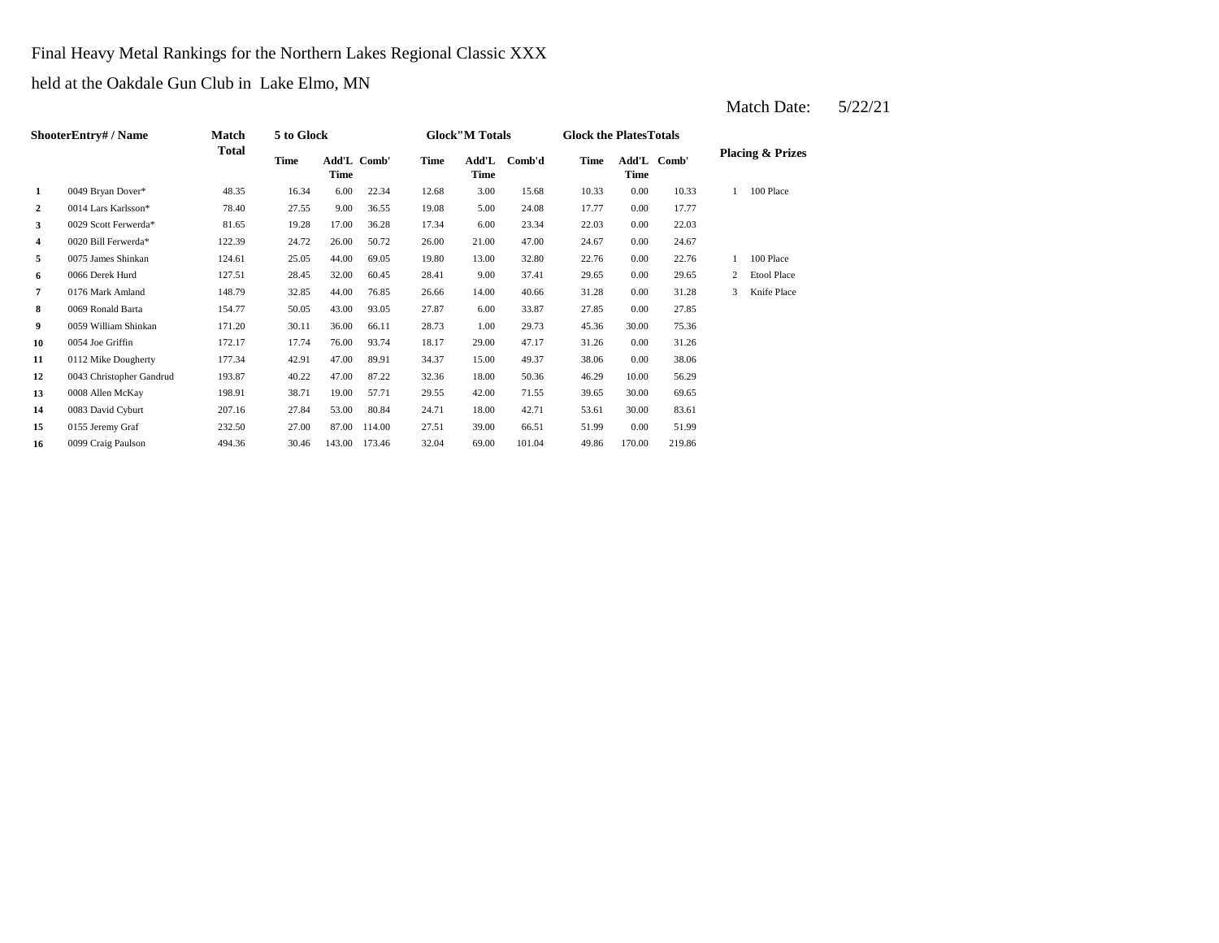Final Heavy Metal Rankings for the Northern Lakes Regional Classic XXX

held at the Oakdale Gun Club in Lake Elmo, MN

Match Date: 5/22/21

| | ShooterEntry# / Name | Match Total | 5 to Glock | | | Glock"M Totals | | | Glock the PlatesTotals | | | Placing & Prizes | |
|---|---|---|---|---|---|---|---|---|---|---|---|---|---|
| | | | Time | Add'L Time | Comb' | Time | Add'L Time | Comb'd | Time | Add'L Time | Comb' | | |
| 1 | 0049 Bryan Dover* | 48.35 | 16.34 | 6.00 | 22.34 | 12.68 | 3.00 | 15.68 | 10.33 | 0.00 | 10.33 | 1 | 100 Place |
| 2 | 0014 Lars Karlsson* | 78.40 | 27.55 | 9.00 | 36.55 | 19.08 | 5.00 | 24.08 | 17.77 | 0.00 | 17.77 | | |
| 3 | 0029 Scott Ferwerda* | 81.65 | 19.28 | 17.00 | 36.28 | 17.34 | 6.00 | 23.34 | 22.03 | 0.00 | 22.03 | | |
| 4 | 0020 Bill Ferwerda* | 122.39 | 24.72 | 26.00 | 50.72 | 26.00 | 21.00 | 47.00 | 24.67 | 0.00 | 24.67 | | |
| 5 | 0075 James Shinkan | 124.61 | 25.05 | 44.00 | 69.05 | 19.80 | 13.00 | 32.80 | 22.76 | 0.00 | 22.76 | 1 | 100 Place |
| 6 | 0066 Derek Hurd | 127.51 | 28.45 | 32.00 | 60.45 | 28.41 | 9.00 | 37.41 | 29.65 | 0.00 | 29.65 | 2 | Etool Place |
| 7 | 0176 Mark Amland | 148.79 | 32.85 | 44.00 | 76.85 | 26.66 | 14.00 | 40.66 | 31.28 | 0.00 | 31.28 | 3 | Knife Place |
| 8 | 0069 Ronald Barta | 154.77 | 50.05 | 43.00 | 93.05 | 27.87 | 6.00 | 33.87 | 27.85 | 0.00 | 27.85 | | |
| 9 | 0059 William Shinkan | 171.20 | 30.11 | 36.00 | 66.11 | 28.73 | 1.00 | 29.73 | 45.36 | 30.00 | 75.36 | | |
| 10 | 0054 Joe Griffin | 172.17 | 17.74 | 76.00 | 93.74 | 18.17 | 29.00 | 47.17 | 31.26 | 0.00 | 31.26 | | |
| 11 | 0112 Mike Dougherty | 177.34 | 42.91 | 47.00 | 89.91 | 34.37 | 15.00 | 49.37 | 38.06 | 0.00 | 38.06 | | |
| 12 | 0043 Christopher Gandrud | 193.87 | 40.22 | 47.00 | 87.22 | 32.36 | 18.00 | 50.36 | 46.29 | 10.00 | 56.29 | | |
| 13 | 0008 Allen McKay | 198.91 | 38.71 | 19.00 | 57.71 | 29.55 | 42.00 | 71.55 | 39.65 | 30.00 | 69.65 | | |
| 14 | 0083 David Cyburt | 207.16 | 27.84 | 53.00 | 80.84 | 24.71 | 18.00 | 42.71 | 53.61 | 30.00 | 83.61 | | |
| 15 | 0155 Jeremy Graf | 232.50 | 27.00 | 87.00 | 114.00 | 27.51 | 39.00 | 66.51 | 51.99 | 0.00 | 51.99 | | |
| 16 | 0099 Craig Paulson | 494.36 | 30.46 | 143.00 | 173.46 | 32.04 | 69.00 | 101.04 | 49.86 | 170.00 | 219.86 | | |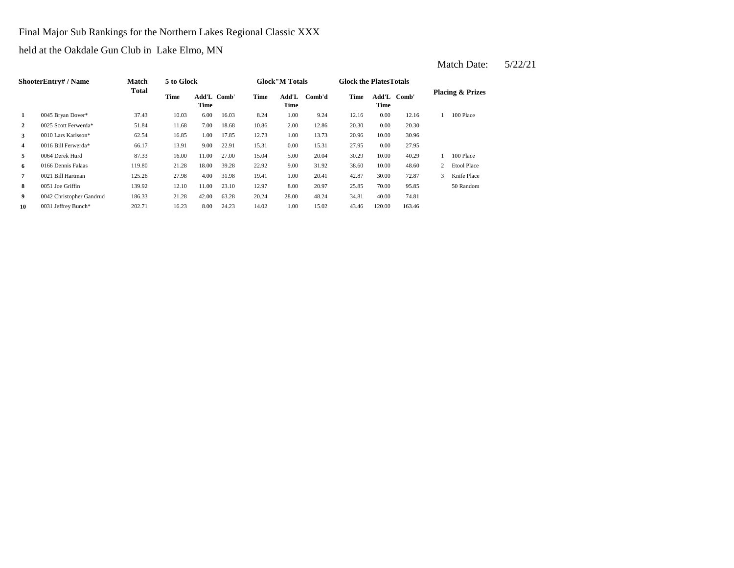Final Major Sub Rankings for the Northern Lakes Regional Classic XXX

held at the Oakdale Gun Club in Lake Elmo, MN

Match Date: 5/22/21

| Shooter | Entry# / Name | Match Total | 5 to Glock | | | Glock"M Totals | | | Glock the Plates Totals | | | Placing & Prizes | |
|---|---|---|---|---|---|---|---|---|---|---|---|---|---|
| | | | Time | Add'L Time | Comb' | Time | Add'L Time | Comb'd | Time | Add'L Time | Comb' | | |
| 1 | 0045 Bryan Dover* | 37.43 | 10.03 | 6.00 | 16.03 | 8.24 | 1.00 | 9.24 | 12.16 | 0.00 | 12.16 | 1 | 100 Place |
| 2 | 0025 Scott Ferwerda* | 51.84 | 11.68 | 7.00 | 18.68 | 10.86 | 2.00 | 12.86 | 20.30 | 0.00 | 20.30 | | |
| 3 | 0010 Lars Karlsson* | 62.54 | 16.85 | 1.00 | 17.85 | 12.73 | 1.00 | 13.73 | 20.96 | 10.00 | 30.96 | | |
| 4 | 0016 Bill Ferwerda* | 66.17 | 13.91 | 9.00 | 22.91 | 15.31 | 0.00 | 15.31 | 27.95 | 0.00 | 27.95 | | |
| 5 | 0064 Derek Hurd | 87.33 | 16.00 | 11.00 | 27.00 | 15.04 | 5.00 | 20.04 | 30.29 | 10.00 | 40.29 | 1 | 100 Place |
| 6 | 0166 Dennis Falaas | 119.80 | 21.28 | 18.00 | 39.28 | 22.92 | 9.00 | 31.92 | 38.60 | 10.00 | 48.60 | 2 | Etool Place |
| 7 | 0021 Bill Hartman | 125.26 | 27.98 | 4.00 | 31.98 | 19.41 | 1.00 | 20.41 | 42.87 | 30.00 | 72.87 | 3 | Knife Place |
| 8 | 0051 Joe Griffin | 139.92 | 12.10 | 11.00 | 23.10 | 12.97 | 8.00 | 20.97 | 25.85 | 70.00 | 95.85 | | 50 Random |
| 9 | 0042 Christopher Gandrud | 186.33 | 21.28 | 42.00 | 63.28 | 20.24 | 28.00 | 48.24 | 34.81 | 40.00 | 74.81 | | |
| 10 | 0031 Jeffrey Bunch* | 202.71 | 16.23 | 8.00 | 24.23 | 14.02 | 1.00 | 15.02 | 43.46 | 120.00 | 163.46 | | |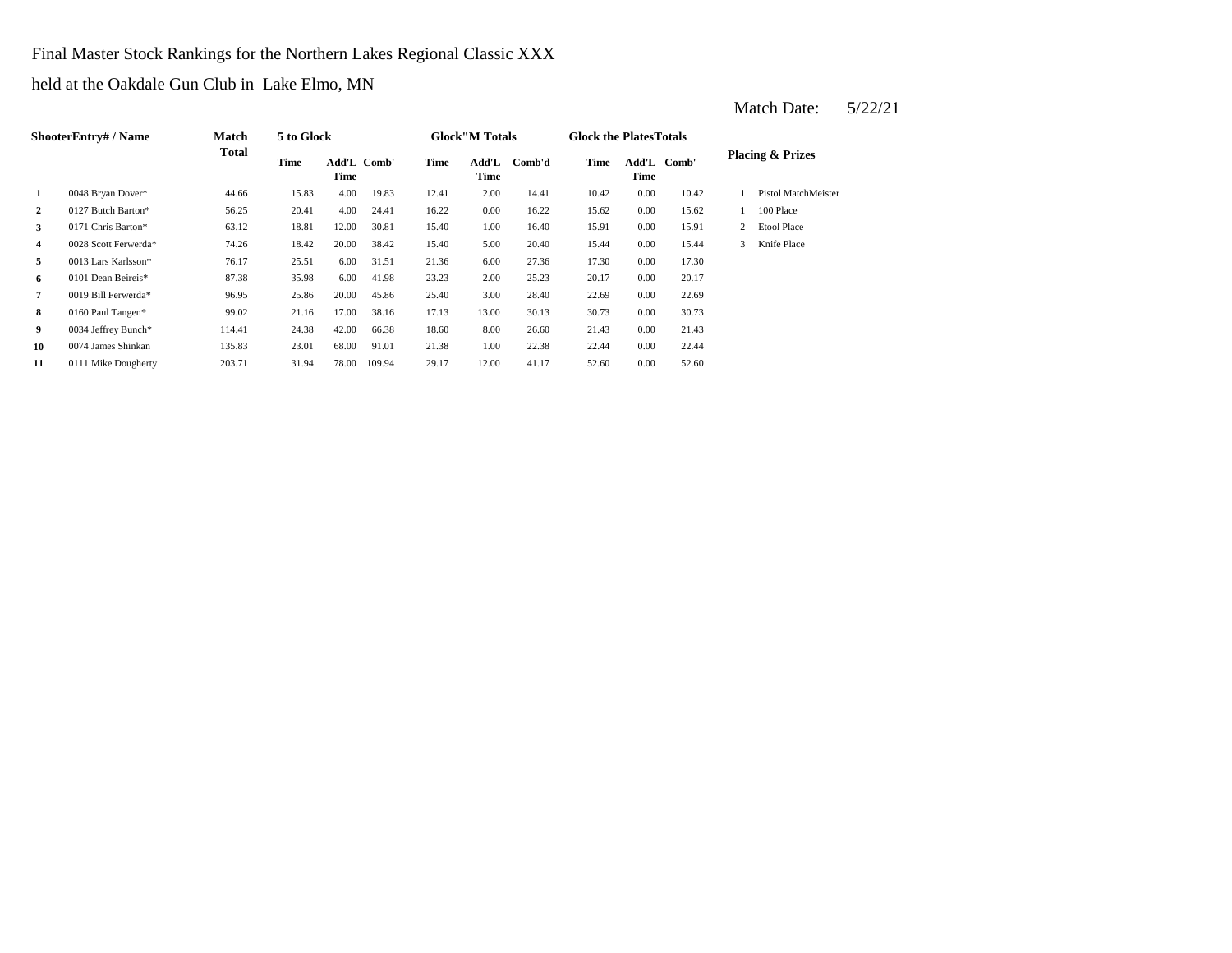Final Master Stock Rankings for the Northern Lakes Regional Classic XXX

held at the Oakdale Gun Club in Lake Elmo, MN

Match Date: 5/22/21

| ShooterEntry# / Name | | Match Total | 5 to Glock | | | Glock"M Totals | | | Glock the PlatesTotals | | | Placing & Prizes | |
|---|---|---|---|---|---|---|---|---|---|---|---|---|---|
| | | | Time | Add'L Time | Comb' | Time | Add'L Time | Comb'd | Time | Add'L Time | Comb' | | |
| 1 | 0048 Bryan Dover* | 44.66 | 15.83 | 4.00 | 19.83 | 12.41 | 2.00 | 14.41 | 10.42 | 0.00 | 10.42 | 1 | Pistol MatchMeister |
| 2 | 0127 Butch Barton* | 56.25 | 20.41 | 4.00 | 24.41 | 16.22 | 0.00 | 16.22 | 15.62 | 0.00 | 15.62 | 1 | 100 Place |
| 3 | 0171 Chris Barton* | 63.12 | 18.81 | 12.00 | 30.81 | 15.40 | 1.00 | 16.40 | 15.91 | 0.00 | 15.91 | 2 | Etool Place |
| 4 | 0028 Scott Ferwerda* | 74.26 | 18.42 | 20.00 | 38.42 | 15.40 | 5.00 | 20.40 | 15.44 | 0.00 | 15.44 | 3 | Knife Place |
| 5 | 0013 Lars Karlsson* | 76.17 | 25.51 | 6.00 | 31.51 | 21.36 | 6.00 | 27.36 | 17.30 | 0.00 | 17.30 | | |
| 6 | 0101 Dean Beireis* | 87.38 | 35.98 | 6.00 | 41.98 | 23.23 | 2.00 | 25.23 | 20.17 | 0.00 | 20.17 | | |
| 7 | 0019 Bill Ferwerda* | 96.95 | 25.86 | 20.00 | 45.86 | 25.40 | 3.00 | 28.40 | 22.69 | 0.00 | 22.69 | | |
| 8 | 0160 Paul Tangen* | 99.02 | 21.16 | 17.00 | 38.16 | 17.13 | 13.00 | 30.13 | 30.73 | 0.00 | 30.73 | | |
| 9 | 0034 Jeffrey Bunch* | 114.41 | 24.38 | 42.00 | 66.38 | 18.60 | 8.00 | 26.60 | 21.43 | 0.00 | 21.43 | | |
| 10 | 0074 James Shinkan | 135.83 | 23.01 | 68.00 | 91.01 | 21.38 | 1.00 | 22.38 | 22.44 | 0.00 | 22.44 | | |
| 11 | 0111 Mike Dougherty | 203.71 | 31.94 | 78.00 | 109.94 | 29.17 | 12.00 | 41.17 | 52.60 | 0.00 | 52.60 | | |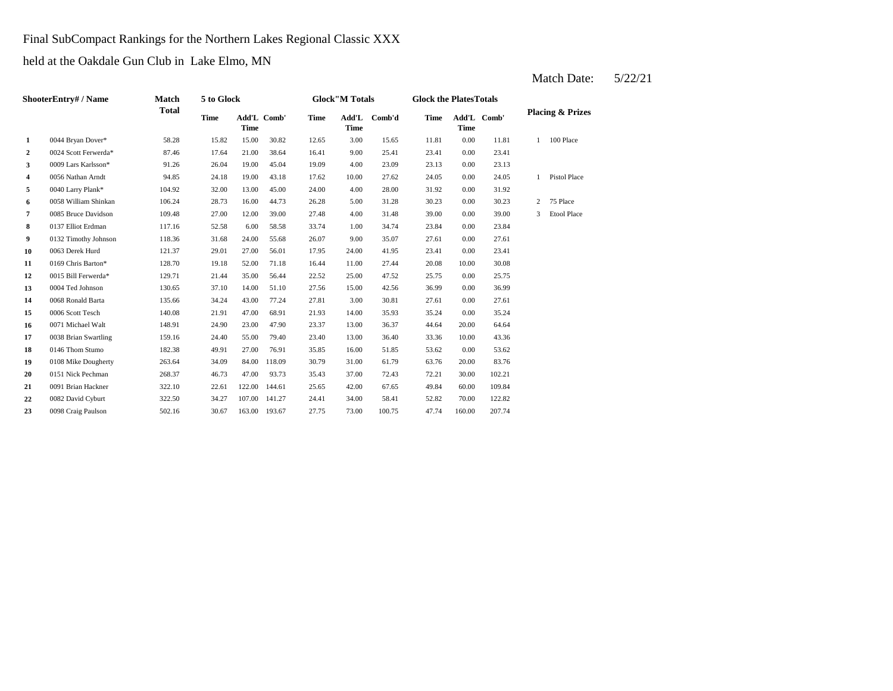Final SubCompact Rankings for the Northern Lakes Regional Classic XXX

held at the Oakdale Gun Club in Lake Elmo, MN

Match Date: 5/22/21

| ShooterEntry# / Name | | Match Total | 5 to Glock | | | Glock"M Totals | | | Glock the PlatesTotals | | | Placing & Prizes | |
|---|---|---|---|---|---|---|---|---|---|---|---|---|---|
| | | | Time | Add'L Time | Comb' | Time | Add'L Time | Comb'd | Time | Add'L Time | Comb' | | |
| 1 | 0044 Bryan Dover* | 58.28 | 15.82 | 15.00 | 30.82 | 12.65 | 3.00 | 15.65 | 11.81 | 0.00 | 11.81 | 1 | 100 Place |
| 2 | 0024 Scott Ferwerda* | 87.46 | 17.64 | 21.00 | 38.64 | 16.41 | 9.00 | 25.41 | 23.41 | 0.00 | 23.41 | | |
| 3 | 0009 Lars Karlsson* | 91.26 | 26.04 | 19.00 | 45.04 | 19.09 | 4.00 | 23.09 | 23.13 | 0.00 | 23.13 | | |
| 4 | 0056 Nathan Arndt | 94.85 | 24.18 | 19.00 | 43.18 | 17.62 | 10.00 | 27.62 | 24.05 | 0.00 | 24.05 | 1 | Pistol Place |
| 5 | 0040 Larry Plank* | 104.92 | 32.00 | 13.00 | 45.00 | 24.00 | 4.00 | 28.00 | 31.92 | 0.00 | 31.92 | | |
| 6 | 0058 William Shinkan | 106.24 | 28.73 | 16.00 | 44.73 | 26.28 | 5.00 | 31.28 | 30.23 | 0.00 | 30.23 | 2 | 75 Place |
| 7 | 0085 Bruce Davidson | 109.48 | 27.00 | 12.00 | 39.00 | 27.48 | 4.00 | 31.48 | 39.00 | 0.00 | 39.00 | 3 | Etool Place |
| 8 | 0137 Elliot Erdman | 117.16 | 52.58 | 6.00 | 58.58 | 33.74 | 1.00 | 34.74 | 23.84 | 0.00 | 23.84 | | |
| 9 | 0132 Timothy Johnson | 118.36 | 31.68 | 24.00 | 55.68 | 26.07 | 9.00 | 35.07 | 27.61 | 0.00 | 27.61 | | |
| 10 | 0063 Derek Hurd | 121.37 | 29.01 | 27.00 | 56.01 | 17.95 | 24.00 | 41.95 | 23.41 | 0.00 | 23.41 | | |
| 11 | 0169 Chris Barton* | 128.70 | 19.18 | 52.00 | 71.18 | 16.44 | 11.00 | 27.44 | 20.08 | 10.00 | 30.08 | | |
| 12 | 0015 Bill Ferwerda* | 129.71 | 21.44 | 35.00 | 56.44 | 22.52 | 25.00 | 47.52 | 25.75 | 0.00 | 25.75 | | |
| 13 | 0004 Ted Johnson | 130.65 | 37.10 | 14.00 | 51.10 | 27.56 | 15.00 | 42.56 | 36.99 | 0.00 | 36.99 | | |
| 14 | 0068 Ronald Barta | 135.66 | 34.24 | 43.00 | 77.24 | 27.81 | 3.00 | 30.81 | 27.61 | 0.00 | 27.61 | | |
| 15 | 0006 Scott Tesch | 140.08 | 21.91 | 47.00 | 68.91 | 21.93 | 14.00 | 35.93 | 35.24 | 0.00 | 35.24 | | |
| 16 | 0071 Michael Walt | 148.91 | 24.90 | 23.00 | 47.90 | 23.37 | 13.00 | 36.37 | 44.64 | 20.00 | 64.64 | | |
| 17 | 0038 Brian Swartling | 159.16 | 24.40 | 55.00 | 79.40 | 23.40 | 13.00 | 36.40 | 33.36 | 10.00 | 43.36 | | |
| 18 | 0146 Thom Stumo | 182.38 | 49.91 | 27.00 | 76.91 | 35.85 | 16.00 | 51.85 | 53.62 | 0.00 | 53.62 | | |
| 19 | 0108 Mike Dougherty | 263.64 | 34.09 | 84.00 | 118.09 | 30.79 | 31.00 | 61.79 | 63.76 | 20.00 | 83.76 | | |
| 20 | 0151 Nick Pechman | 268.37 | 46.73 | 47.00 | 93.73 | 35.43 | 37.00 | 72.43 | 72.21 | 30.00 | 102.21 | | |
| 21 | 0091 Brian Hackner | 322.10 | 22.61 | 122.00 | 144.61 | 25.65 | 42.00 | 67.65 | 49.84 | 60.00 | 109.84 | | |
| 22 | 0082 David Cyburt | 322.50 | 34.27 | 107.00 | 141.27 | 24.41 | 34.00 | 58.41 | 52.82 | 70.00 | 122.82 | | |
| 23 | 0098 Craig Paulson | 502.16 | 30.67 | 163.00 | 193.67 | 27.75 | 73.00 | 100.75 | 47.74 | 160.00 | 207.74 | | |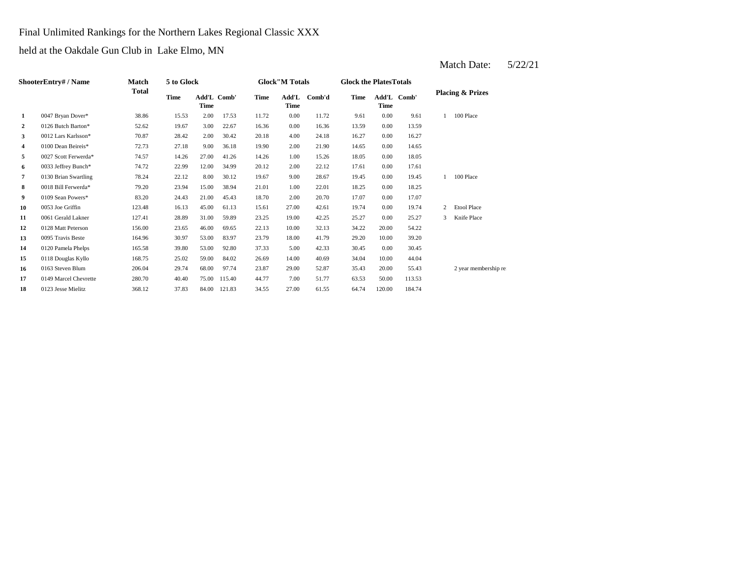Final Unlimited Rankings for the Northern Lakes Regional Classic XXX

held at the Oakdale Gun Club in Lake Elmo, MN

Match Date: 5/22/21

| | ShooterEntry# / Name | Match Total | 5 to Glock | | | Glock"M Totals | | | Glock the PlatesTotals | | | Placing & Prizes | |
|---|---|---|---|---|---|---|---|---|---|---|---|---|---|
| | | | Time | Add'L Time | Comb' | Time | Add'L Time | Comb'd | Time | Add'L Time | Comb' | | |
| 1 | 0047 Bryan Dover* | 38.86 | 15.53 | 2.00 | 17.53 | 11.72 | 0.00 | 11.72 | 9.61 | 0.00 | 9.61 | 1 | 100 Place |
| 2 | 0126 Butch Barton* | 52.62 | 19.67 | 3.00 | 22.67 | 16.36 | 0.00 | 16.36 | 13.59 | 0.00 | 13.59 | | |
| 3 | 0012 Lars Karlsson* | 70.87 | 28.42 | 2.00 | 30.42 | 20.18 | 4.00 | 24.18 | 16.27 | 0.00 | 16.27 | | |
| 4 | 0100 Dean Beireis* | 72.73 | 27.18 | 9.00 | 36.18 | 19.90 | 2.00 | 21.90 | 14.65 | 0.00 | 14.65 | | |
| 5 | 0027 Scott Ferwerda* | 74.57 | 14.26 | 27.00 | 41.26 | 14.26 | 1.00 | 15.26 | 18.05 | 0.00 | 18.05 | | |
| 6 | 0033 Jeffrey Bunch* | 74.72 | 22.99 | 12.00 | 34.99 | 20.12 | 2.00 | 22.12 | 17.61 | 0.00 | 17.61 | | |
| 7 | 0130 Brian Swartling | 78.24 | 22.12 | 8.00 | 30.12 | 19.67 | 9.00 | 28.67 | 19.45 | 0.00 | 19.45 | 1 | 100 Place |
| 8 | 0018 Bill Ferwerda* | 79.20 | 23.94 | 15.00 | 38.94 | 21.01 | 1.00 | 22.01 | 18.25 | 0.00 | 18.25 | | |
| 9 | 0109 Sean Powers* | 83.20 | 24.43 | 21.00 | 45.43 | 18.70 | 2.00 | 20.70 | 17.07 | 0.00 | 17.07 | | |
| 10 | 0053 Joe Griffin | 123.48 | 16.13 | 45.00 | 61.13 | 15.61 | 27.00 | 42.61 | 19.74 | 0.00 | 19.74 | 2 | Etool Place |
| 11 | 0061 Gerald Lakner | 127.41 | 28.89 | 31.00 | 59.89 | 23.25 | 19.00 | 42.25 | 25.27 | 0.00 | 25.27 | 3 | Knife Place |
| 12 | 0128 Matt Peterson | 156.00 | 23.65 | 46.00 | 69.65 | 22.13 | 10.00 | 32.13 | 34.22 | 20.00 | 54.22 | | |
| 13 | 0095 Travis Beste | 164.96 | 30.97 | 53.00 | 83.97 | 23.79 | 18.00 | 41.79 | 29.20 | 10.00 | 39.20 | | |
| 14 | 0120 Pamela Phelps | 165.58 | 39.80 | 53.00 | 92.80 | 37.33 | 5.00 | 42.33 | 30.45 | 0.00 | 30.45 | | |
| 15 | 0118 Douglas Kyllo | 168.75 | 25.02 | 59.00 | 84.02 | 26.69 | 14.00 | 40.69 | 34.04 | 10.00 | 44.04 | | |
| 16 | 0163 Steven Blum | 206.04 | 29.74 | 68.00 | 97.74 | 23.87 | 29.00 | 52.87 | 35.43 | 20.00 | 55.43 | | 2 year membership re |
| 17 | 0149 Marcel Chevrette | 280.70 | 40.40 | 75.00 | 115.40 | 44.77 | 7.00 | 51.77 | 63.53 | 50.00 | 113.53 | | |
| 18 | 0123 Jesse Mielitz | 368.12 | 37.83 | 84.00 | 121.83 | 34.55 | 27.00 | 61.55 | 64.74 | 120.00 | 184.74 | | |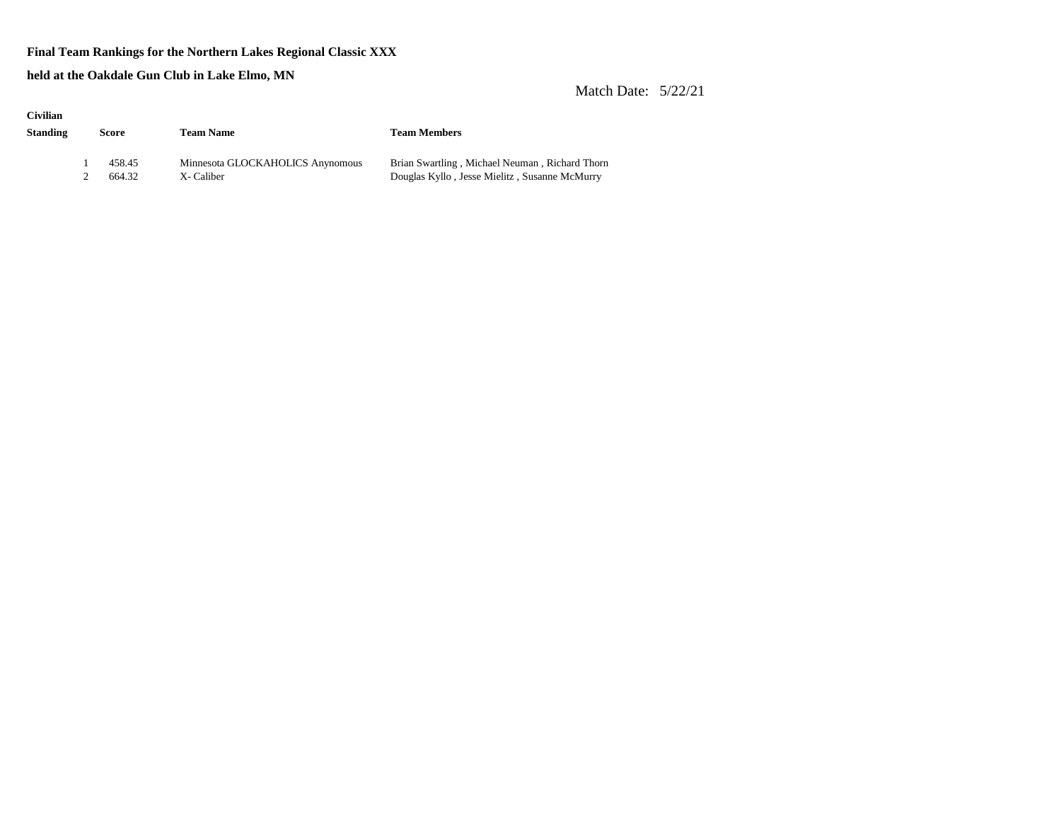**Final Team Rankings for the Northern Lakes Regional Classic XXX**

**held at the Oakdale Gun Club in Lake Elmo, MN**

Match Date: 5/22/21

**Civilian**

| Standing | Score | Team Name | Team Members |
| --- | --- | --- | --- |
| 1 | 458.45 | Minnesota GLOCKAHOLICS Anynomous | Brian Swartling , Michael Neuman , Richard Thorn |
| 2 | 664.32 | X- Caliber | Douglas Kyllo , Jesse Mielitz , Susanne McMurry |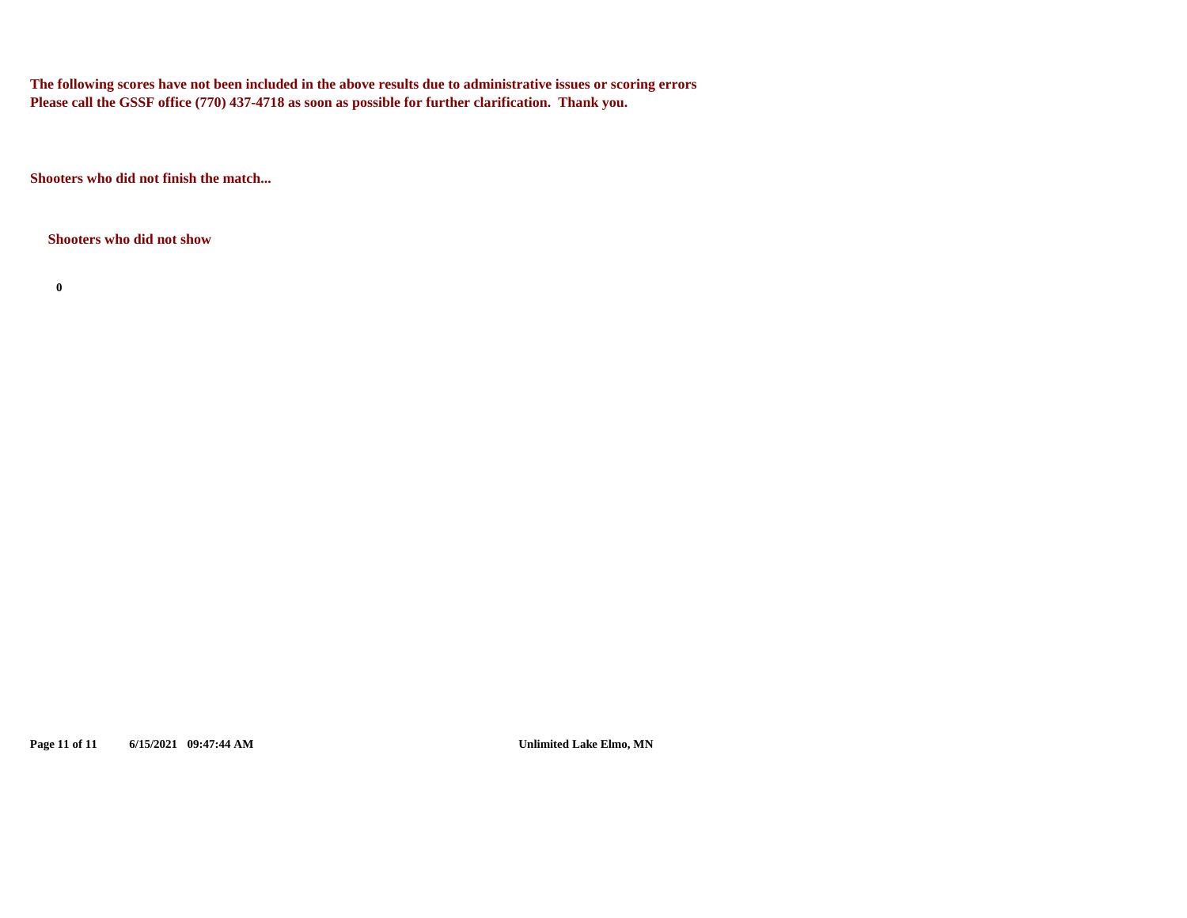**The following scores have not been included in the above results due to administrative issues or scoring errors**
**Please call the GSSF office (770) 437-4718 as soon as possible for further clarification. Thank you.**

**Shooters who did not finish the match...**

**Shooters who did not show**

**0**